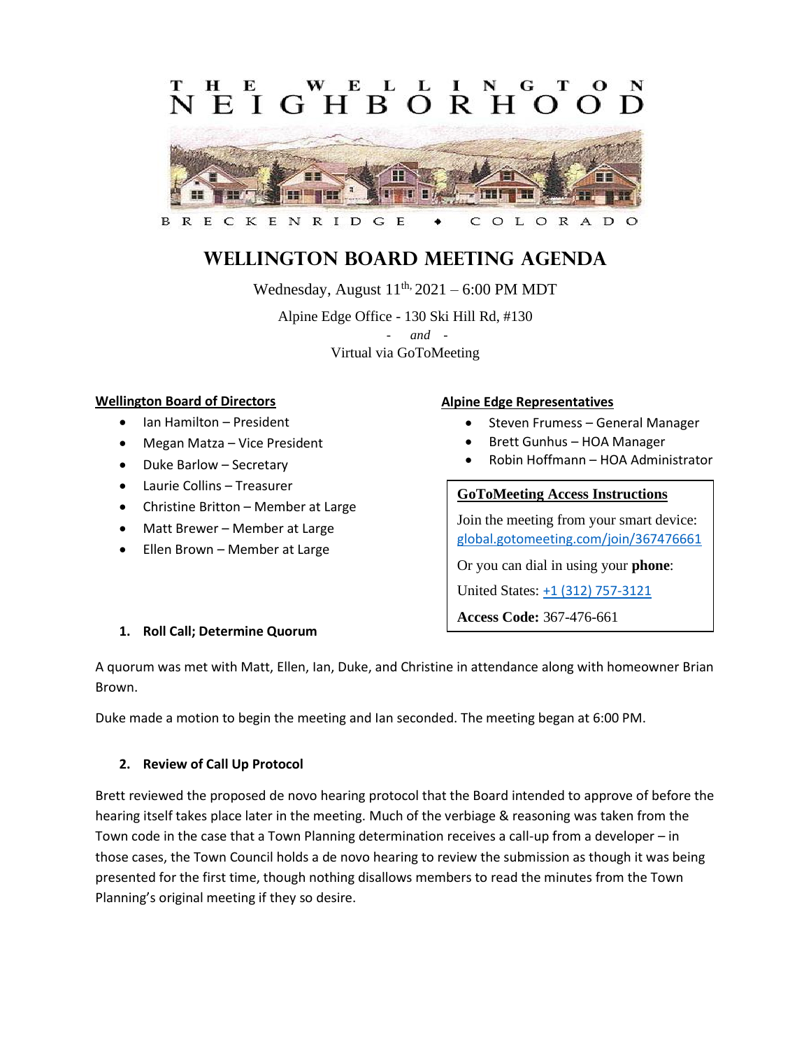THE WELLINGTON NEIGHBORHOOD

BRECKENRIDGE • COLORADO

# Wellington Board Meeting Agenda

Wednesday, August 11th, 2021 – 6:00 PM MDT

Alpine Edge Office - 130 Ski Hill Rd, #130

*- and -*

Virtual via GoToMeeting

**Wellington Board of Directors**

- Ian Hamilton – President
- Megan Matza – Vice President
- Duke Barlow – Secretary
- Laurie Collins – Treasurer
- Christine Britton – Member at Large
- Matt Brewer – Member at Large
- Ellen Brown – Member at Large

**Alpine Edge Representatives**

- Steven Frumess – General Manager
- Brett Gunhus – HOA Manager
- Robin Hoffmann – HOA Administrator

**GoToMeeting Access Instructions**

Join the meeting from your smart device: global.gotomeeting.com/join/367476661

Or you can dial in using your **phone**:

United States: +1 (312) 757-3121

**Access Code:** 367-476-661

### 1. Roll Call; Determine Quorum

A quorum was met with Matt, Ellen, Ian, Duke, and Christine in attendance along with homeowner Brian Brown.

Duke made a motion to begin the meeting and Ian seconded. The meeting began at 6:00 PM.

### 2. Review of Call Up Protocol

Brett reviewed the proposed de novo hearing protocol that the Board intended to approve of before the hearing itself takes place later in the meeting. Much of the verbiage & reasoning was taken from the Town code in the case that a Town Planning determination receives a call-up from a developer – in those cases, the Town Council holds a de novo hearing to review the submission as though it was being presented for the first time, though nothing disallows members to read the minutes from the Town Planning's original meeting if they so desire.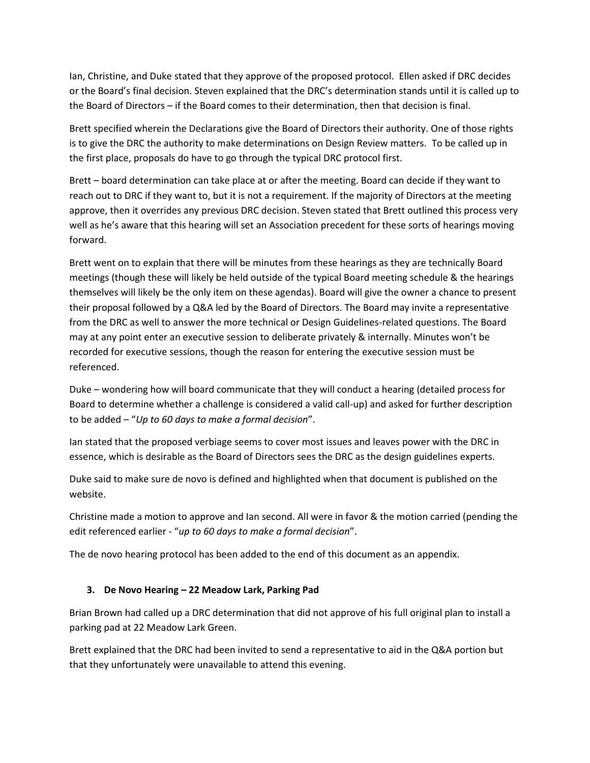Ian, Christine, and Duke stated that they approve of the proposed protocol. Ellen asked if DRC decides or the Board's final decision. Steven explained that the DRC's determination stands until it is called up to the Board of Directors – if the Board comes to their determination, then that decision is final.

Brett specified wherein the Declarations give the Board of Directors their authority. One of those rights is to give the DRC the authority to make determinations on Design Review matters. To be called up in the first place, proposals do have to go through the typical DRC protocol first.

Brett – board determination can take place at or after the meeting. Board can decide if they want to reach out to DRC if they want to, but it is not a requirement. If the majority of Directors at the meeting approve, then it overrides any previous DRC decision. Steven stated that Brett outlined this process very well as he's aware that this hearing will set an Association precedent for these sorts of hearings moving forward.

Brett went on to explain that there will be minutes from these hearings as they are technically Board meetings (though these will likely be held outside of the typical Board meeting schedule & the hearings themselves will likely be the only item on these agendas). Board will give the owner a chance to present their proposal followed by a Q&A led by the Board of Directors. The Board may invite a representative from the DRC as well to answer the more technical or Design Guidelines-related questions. The Board may at any point enter an executive session to deliberate privately & internally. Minutes won't be recorded for executive sessions, though the reason for entering the executive session must be referenced.

Duke – wondering how will board communicate that they will conduct a hearing (detailed process for Board to determine whether a challenge is considered a valid call-up) and asked for further description to be added – "*Up to 60 days to make a formal decision*".

Ian stated that the proposed verbiage seems to cover most issues and leaves power with the DRC in essence, which is desirable as the Board of Directors sees the DRC as the design guidelines experts.

Duke said to make sure de novo is defined and highlighted when that document is published on the website.

Christine made a motion to approve and Ian second. All were in favor & the motion carried (pending the edit referenced earlier - "*up to 60 days to make a formal decision*".

The de novo hearing protocol has been added to the end of this document as an appendix.

3. **De Novo Hearing – 22 Meadow Lark, Parking Pad**

Brian Brown had called up a DRC determination that did not approve of his full original plan to install a parking pad at 22 Meadow Lark Green.

Brett explained that the DRC had been invited to send a representative to aid in the Q&A portion but that they unfortunately were unavailable to attend this evening.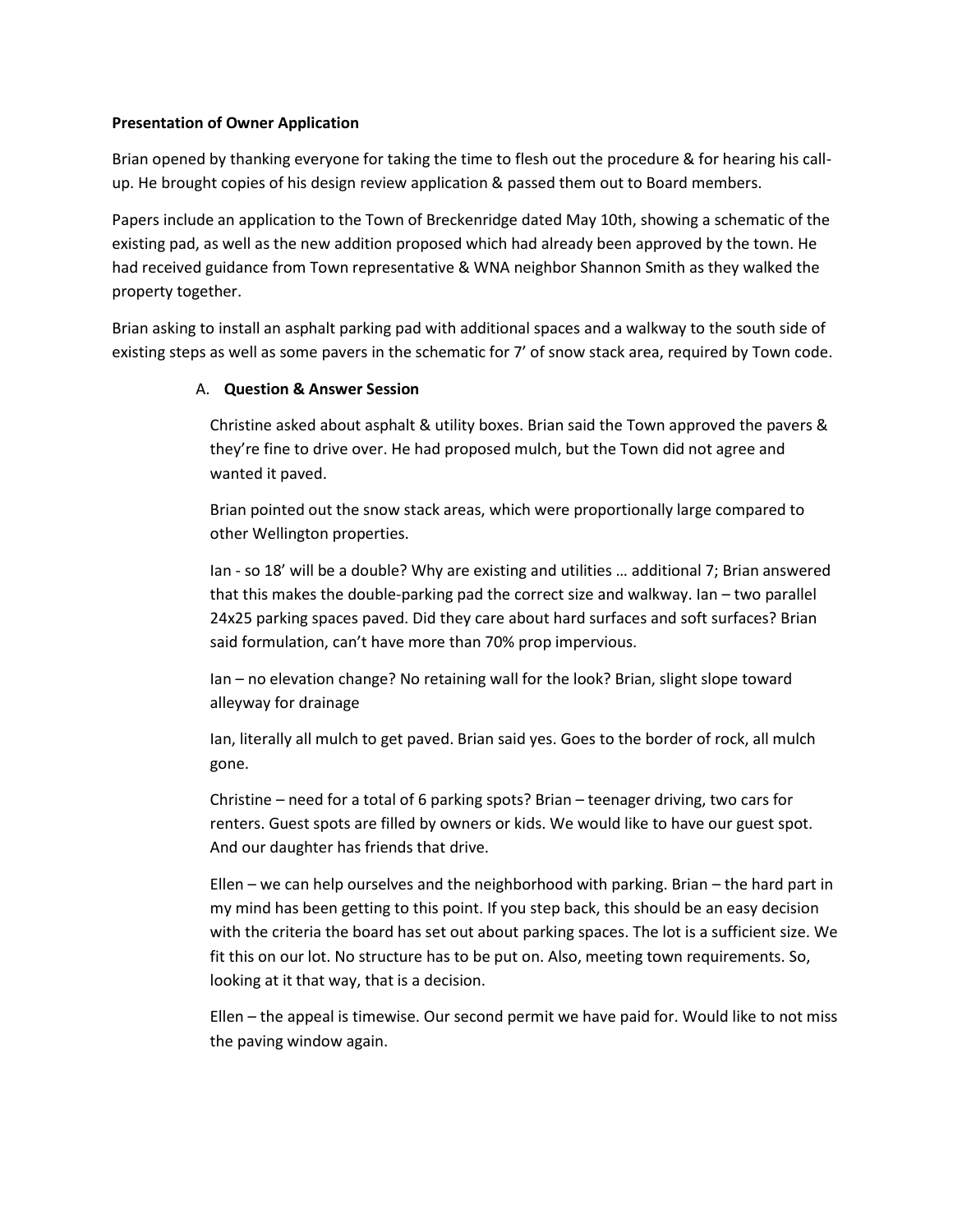**Presentation of Owner Application**

Brian opened by thanking everyone for taking the time to flesh out the procedure & for hearing his call-up. He brought copies of his design review application & passed them out to Board members.

Papers include an application to the Town of Breckenridge dated May 10th, showing a schematic of the existing pad, as well as the new addition proposed which had already been approved by the town. He had received guidance from Town representative & WNA neighbor Shannon Smith as they walked the property together.

Brian asking to install an asphalt parking pad with additional spaces and a walkway to the south side of existing steps as well as some pavers in the schematic for 7' of snow stack area, required by Town code.

A. **Question & Answer Session**

Christine asked about asphalt & utility boxes. Brian said the Town approved the pavers & they're fine to drive over. He had proposed mulch, but the Town did not agree and wanted it paved.

Brian pointed out the snow stack areas, which were proportionally large compared to other Wellington properties.

Ian - so 18' will be a double? Why are existing and utilities … additional 7; Brian answered that this makes the double-parking pad the correct size and walkway. Ian – two parallel 24x25 parking spaces paved. Did they care about hard surfaces and soft surfaces? Brian said formulation, can't have more than 70% prop impervious.

Ian – no elevation change? No retaining wall for the look? Brian, slight slope toward alleyway for drainage

Ian, literally all mulch to get paved. Brian said yes. Goes to the border of rock, all mulch gone.

Christine – need for a total of 6 parking spots? Brian – teenager driving, two cars for renters. Guest spots are filled by owners or kids. We would like to have our guest spot. And our daughter has friends that drive.

Ellen – we can help ourselves and the neighborhood with parking. Brian – the hard part in my mind has been getting to this point. If you step back, this should be an easy decision with the criteria the board has set out about parking spaces. The lot is a sufficient size. We fit this on our lot. No structure has to be put on. Also, meeting town requirements. So, looking at it that way, that is a decision.

Ellen – the appeal is timewise. Our second permit we have paid for. Would like to not miss the paving window again.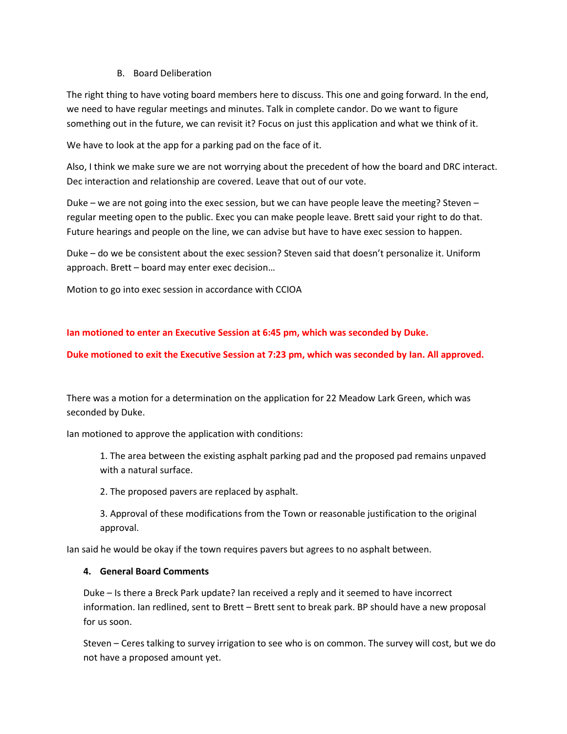B. Board Deliberation

The right thing to have voting board members here to discuss. This one and going forward. In the end, we need to have regular meetings and minutes. Talk in complete candor. Do we want to figure something out in the future, we can revisit it? Focus on just this application and what we think of it.

We have to look at the app for a parking pad on the face of it.

Also, I think we make sure we are not worrying about the precedent of how the board and DRC interact. Dec interaction and relationship are covered. Leave that out of our vote.

Duke – we are not going into the exec session, but we can have people leave the meeting? Steven – regular meeting open to the public. Exec you can make people leave. Brett said your right to do that. Future hearings and people on the line, we can advise but have to have exec session to happen.

Duke – do we be consistent about the exec session? Steven said that doesn't personalize it. Uniform approach. Brett – board may enter exec decision…

Motion to go into exec session in accordance with CCIOA

**Ian motioned to enter an Executive Session at 6:45 pm, which was seconded by Duke.**

**Duke motioned to exit the Executive Session at 7:23 pm, which was seconded by Ian. All approved.**

There was a motion for a determination on the application for 22 Meadow Lark Green, which was seconded by Duke.

Ian motioned to approve the application with conditions:

1. The area between the existing asphalt parking pad and the proposed pad remains unpaved with a natural surface.
2. The proposed pavers are replaced by asphalt.
3. Approval of these modifications from the Town or reasonable justification to the original approval.

Ian said he would be okay if the town requires pavers but agrees to no asphalt between.

**4. General Board Comments**

Duke – Is there a Breck Park update? Ian received a reply and it seemed to have incorrect information. Ian redlined, sent to Brett – Brett sent to break park. BP should have a new proposal for us soon.

Steven – Ceres talking to survey irrigation to see who is on common. The survey will cost, but we do not have a proposed amount yet.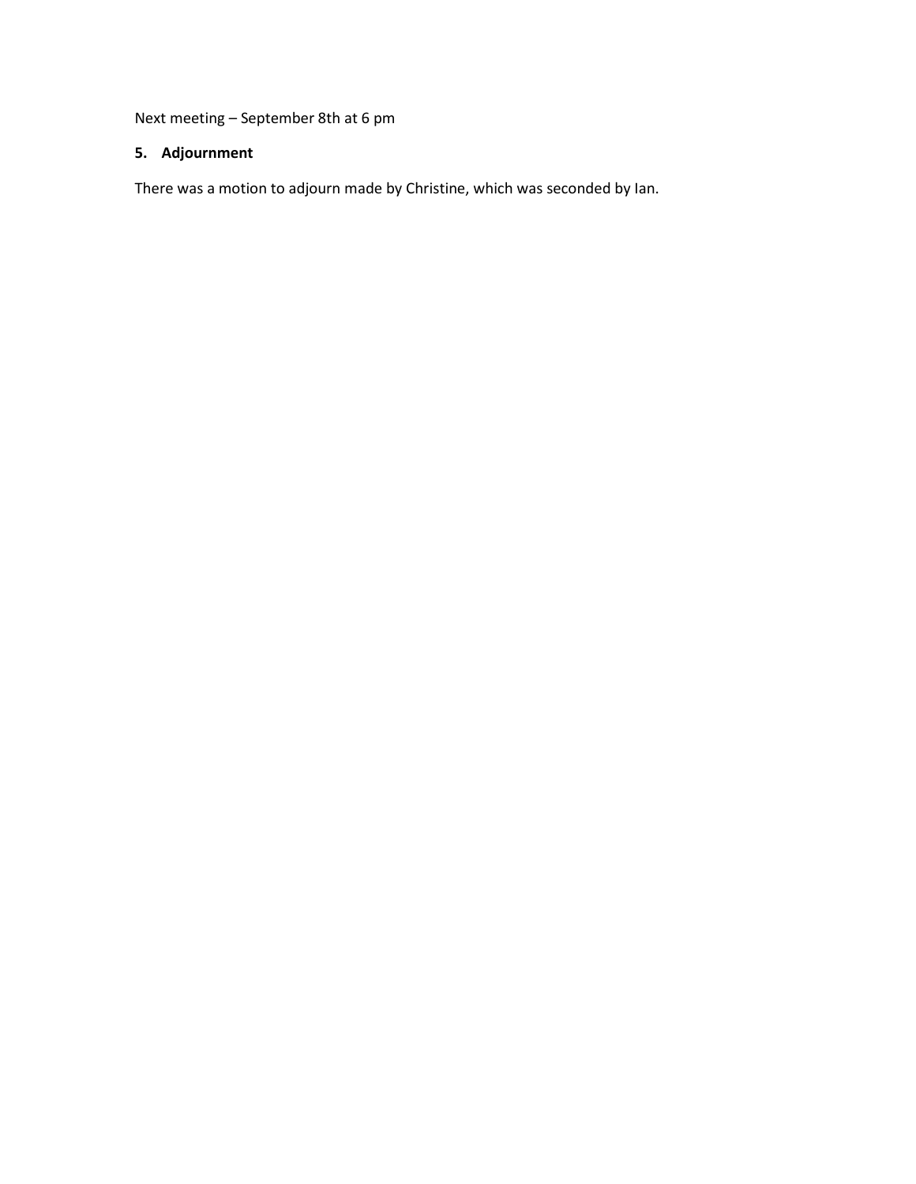Next meeting – September 8th at 6 pm

## 5. Adjournment

There was a motion to adjourn made by Christine, which was seconded by Ian.